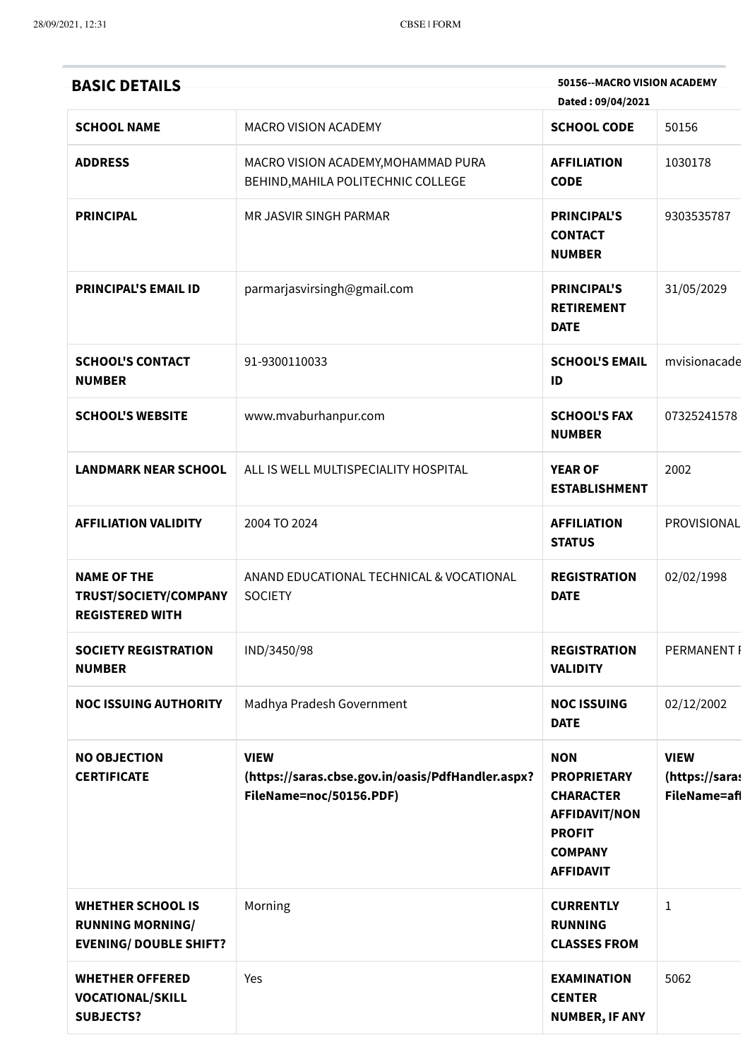## BASIC DETAILS

**50156--MACRO VISION ACADEMY**

**Dated : 09/04/2021**

| | | | |
|---|---|---|---|
| **SCHOOL NAME** | MACRO VISION ACADEMY | **SCHOOL CODE** | 50156 |
| **ADDRESS** | MACRO VISION ACADEMY,MOHAMMAD PURA BEHIND,MAHILA POLITECHNIC COLLEGE | **AFFILIATION CODE** | 1030178 |
| **PRINCIPAL** | MR JASVIR SINGH PARMAR | **PRINCIPAL'S CONTACT NUMBER** | 9303535787 |
| **PRINCIPAL'S EMAIL ID** | parmarjasvirsingh@gmail.com | **PRINCIPAL'S RETIREMENT DATE** | 31/05/2029 |
| **SCHOOL'S CONTACT NUMBER** | 91-9300110033 | **SCHOOL'S EMAIL ID** | mvisionacade |
| **SCHOOL'S WEBSITE** | www.mvaburhanpur.com | **SCHOOL'S FAX NUMBER** | 07325241578 |
| **LANDMARK NEAR SCHOOL** | ALL IS WELL MULTISPECIALITY HOSPITAL | **YEAR OF ESTABLISHMENT** | 2002 |
| **AFFILIATION VALIDITY** | 2004 TO 2024 | **AFFILIATION STATUS** | PROVISIONAL |
| **NAME OF THE TRUST/SOCIETY/COMPANY REGISTERED WITH** | ANAND EDUCATIONAL TECHNICAL & VOCATIONAL SOCIETY | **REGISTRATION DATE** | 02/02/1998 |
| **SOCIETY REGISTRATION NUMBER** | IND/3450/98 | **REGISTRATION VALIDITY** | PERMANENT I |
| **NOC ISSUING AUTHORITY** | Madhya Pradesh Government | **NOC ISSUING DATE** | 02/12/2002 |
| **NO OBJECTION CERTIFICATE** | **VIEW (https://saras.cbse.gov.in/oasis/PdfHandler.aspx?FileName=noc/50156.PDF)** | **NON PROPRIETARY CHARACTER AFFIDAVIT/NON PROFIT COMPANY AFFIDAVIT** | **VIEW (https://saras FileName=af** |
| **WHETHER SCHOOL IS RUNNING MORNING/ EVENING/ DOUBLE SHIFT?** | Morning | **CURRENTLY RUNNING CLASSES FROM** | 1 |
| **WHETHER OFFERED VOCATIONAL/SKILL SUBJECTS?** | Yes | **EXAMINATION CENTER NUMBER, IF ANY** | 5062 |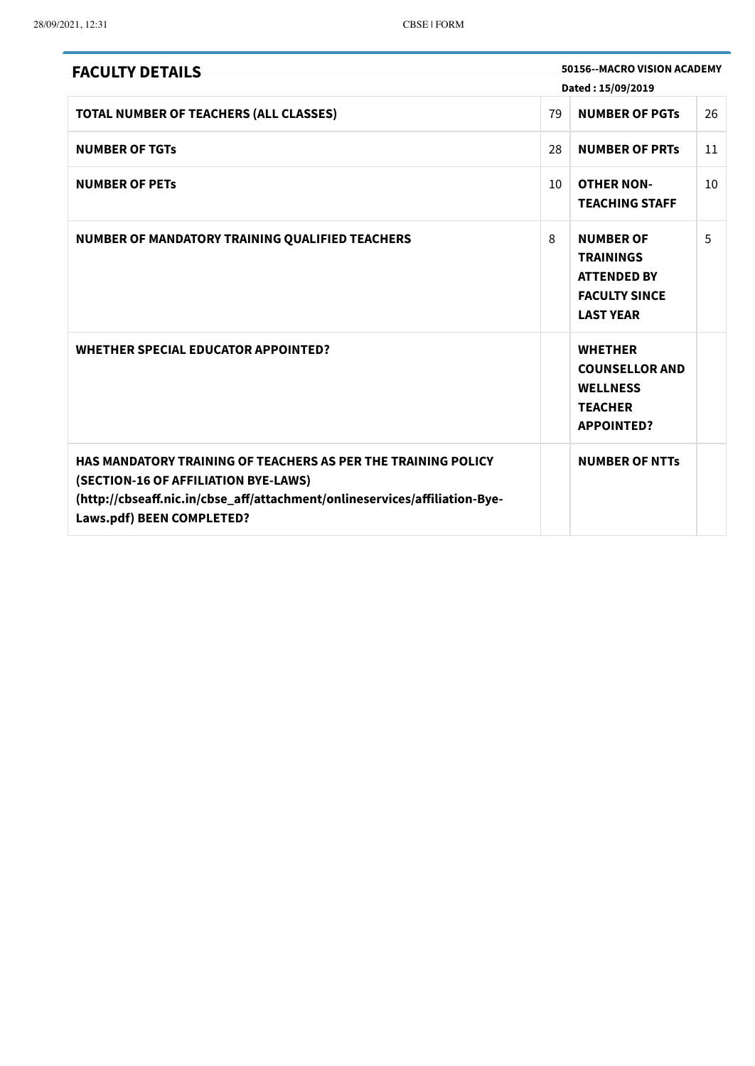## FACULTY DETAILS

**50156--MACRO VISION ACADEMY**

**Dated : 15/09/2019**

| | | | |
|---|---|---|---|
| **TOTAL NUMBER OF TEACHERS (ALL CLASSES)** | 79 | **NUMBER OF PGTs** | 26 |
| **NUMBER OF TGTs** | 28 | **NUMBER OF PRTs** | 11 |
| **NUMBER OF PETs** | 10 | **OTHER NON-TEACHING STAFF** | 10 |
| **NUMBER OF MANDATORY TRAINING QUALIFIED TEACHERS** | 8 | **NUMBER OF TRAININGS ATTENDED BY FACULTY SINCE LAST YEAR** | 5 |
| **WHETHER SPECIAL EDUCATOR APPOINTED?** | | **WHETHER COUNSELLOR AND WELLNESS TEACHER APPOINTED?** | |
| **HAS MANDATORY TRAINING OF TEACHERS AS PER THE TRAINING POLICY (SECTION-16 OF AFFILIATION BYE-LAWS) (http://cbseaff.nic.in/cbse_aff/attachment/onlineservices/affiliation-Bye-Laws.pdf) BEEN COMPLETED?** | | **NUMBER OF NTTs** | |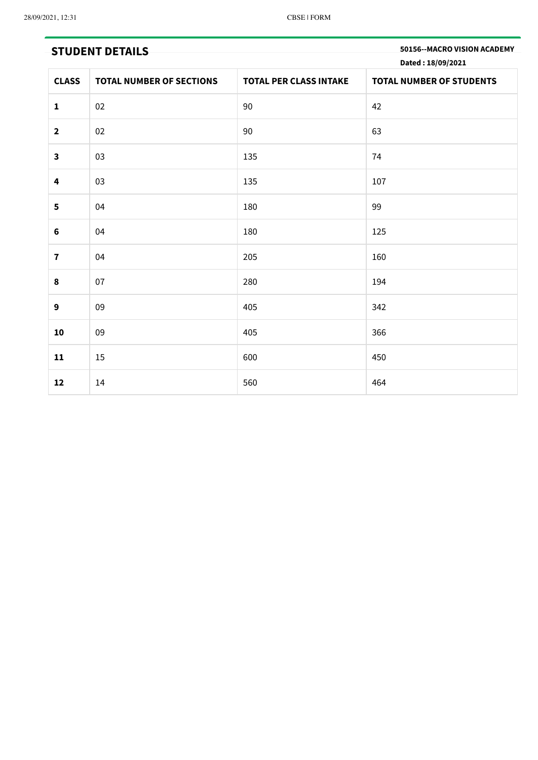## STUDENT DETAILS

**50156--MACRO VISION ACADEMY**

**Dated : 18/09/2021**

| CLASS | TOTAL NUMBER OF SECTIONS | TOTAL PER CLASS INTAKE | TOTAL NUMBER OF STUDENTS |
|---|---|---|---|
| **1** | 02 | 90 | 42 |
| **2** | 02 | 90 | 63 |
| **3** | 03 | 135 | 74 |
| **4** | 03 | 135 | 107 |
| **5** | 04 | 180 | 99 |
| **6** | 04 | 180 | 125 |
| **7** | 04 | 205 | 160 |
| **8** | 07 | 280 | 194 |
| **9** | 09 | 405 | 342 |
| **10** | 09 | 405 | 366 |
| **11** | 15 | 600 | 450 |
| **12** | 14 | 560 | 464 |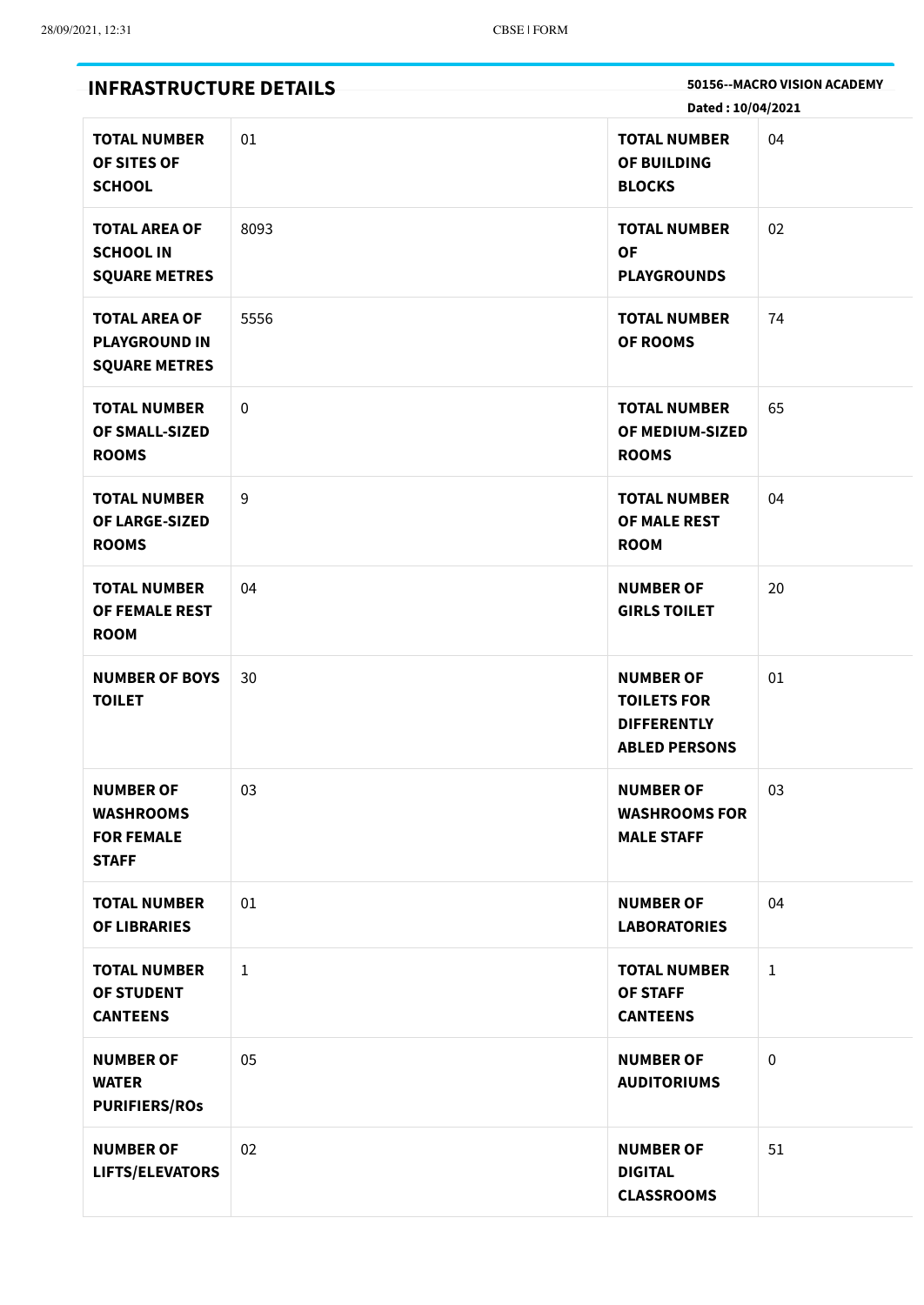## INFRASTRUCTURE DETAILS

**50156--MACRO VISION ACADEMY**

**Dated : 10/04/2021**

| | | | |
|---|---|---|---|
| **TOTAL NUMBER OF SITES OF SCHOOL** | 01 | **TOTAL NUMBER OF BUILDING BLOCKS** | 04 |
| **TOTAL AREA OF SCHOOL IN SQUARE METRES** | 8093 | **TOTAL NUMBER OF PLAYGROUNDS** | 02 |
| **TOTAL AREA OF PLAYGROUND IN SQUARE METRES** | 5556 | **TOTAL NUMBER OF ROOMS** | 74 |
| **TOTAL NUMBER OF SMALL-SIZED ROOMS** | 0 | **TOTAL NUMBER OF MEDIUM-SIZED ROOMS** | 65 |
| **TOTAL NUMBER OF LARGE-SIZED ROOMS** | 9 | **TOTAL NUMBER OF MALE REST ROOM** | 04 |
| **TOTAL NUMBER OF FEMALE REST ROOM** | 04 | **NUMBER OF GIRLS TOILET** | 20 |
| **NUMBER OF BOYS TOILET** | 30 | **NUMBER OF TOILETS FOR DIFFERENTLY ABLED PERSONS** | 01 |
| **NUMBER OF WASHROOMS FOR FEMALE STAFF** | 03 | **NUMBER OF WASHROOMS FOR MALE STAFF** | 03 |
| **TOTAL NUMBER OF LIBRARIES** | 01 | **NUMBER OF LABORATORIES** | 04 |
| **TOTAL NUMBER OF STUDENT CANTEENS** | 1 | **TOTAL NUMBER OF STAFF CANTEENS** | 1 |
| **NUMBER OF WATER PURIFIERS/ROs** | 05 | **NUMBER OF AUDITORIUMS** | 0 |
| **NUMBER OF LIFTS/ELEVATORS** | 02 | **NUMBER OF DIGITAL CLASSROOMS** | 51 |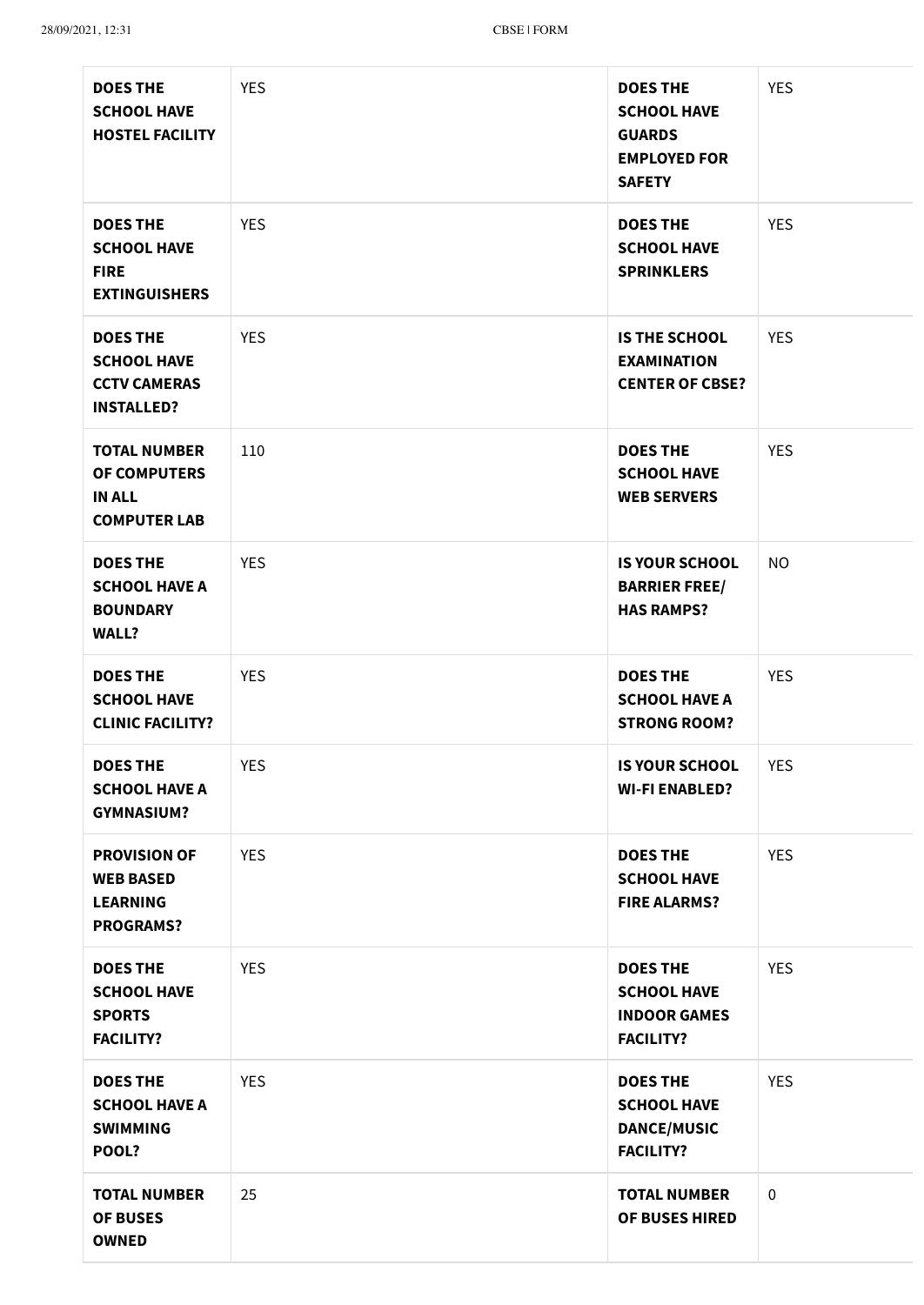| **DOES THE SCHOOL HAVE HOSTEL FACILITY** | YES | **DOES THE SCHOOL HAVE GUARDS EMPLOYED FOR SAFETY** | YES |
|---|---|---|---|
| **DOES THE SCHOOL HAVE FIRE EXTINGUISHERS** | YES | **DOES THE SCHOOL HAVE SPRINKLERS** | YES |
| **DOES THE SCHOOL HAVE CCTV CAMERAS INSTALLED?** | YES | **IS THE SCHOOL EXAMINATION CENTER OF CBSE?** | YES |
| **TOTAL NUMBER OF COMPUTERS IN ALL COMPUTER LAB** | 110 | **DOES THE SCHOOL HAVE WEB SERVERS** | YES |
| **DOES THE SCHOOL HAVE A BOUNDARY WALL?** | YES | **IS YOUR SCHOOL BARRIER FREE/ HAS RAMPS?** | NO |
| **DOES THE SCHOOL HAVE CLINIC FACILITY?** | YES | **DOES THE SCHOOL HAVE A STRONG ROOM?** | YES |
| **DOES THE SCHOOL HAVE A GYMNASIUM?** | YES | **IS YOUR SCHOOL WI-FI ENABLED?** | YES |
| **PROVISION OF WEB BASED LEARNING PROGRAMS?** | YES | **DOES THE SCHOOL HAVE FIRE ALARMS?** | YES |
| **DOES THE SCHOOL HAVE SPORTS FACILITY?** | YES | **DOES THE SCHOOL HAVE INDOOR GAMES FACILITY?** | YES |
| **DOES THE SCHOOL HAVE A SWIMMING POOL?** | YES | **DOES THE SCHOOL HAVE DANCE/MUSIC FACILITY?** | YES |
| **TOTAL NUMBER OF BUSES OWNED** | 25 | **TOTAL NUMBER OF BUSES HIRED** | 0 |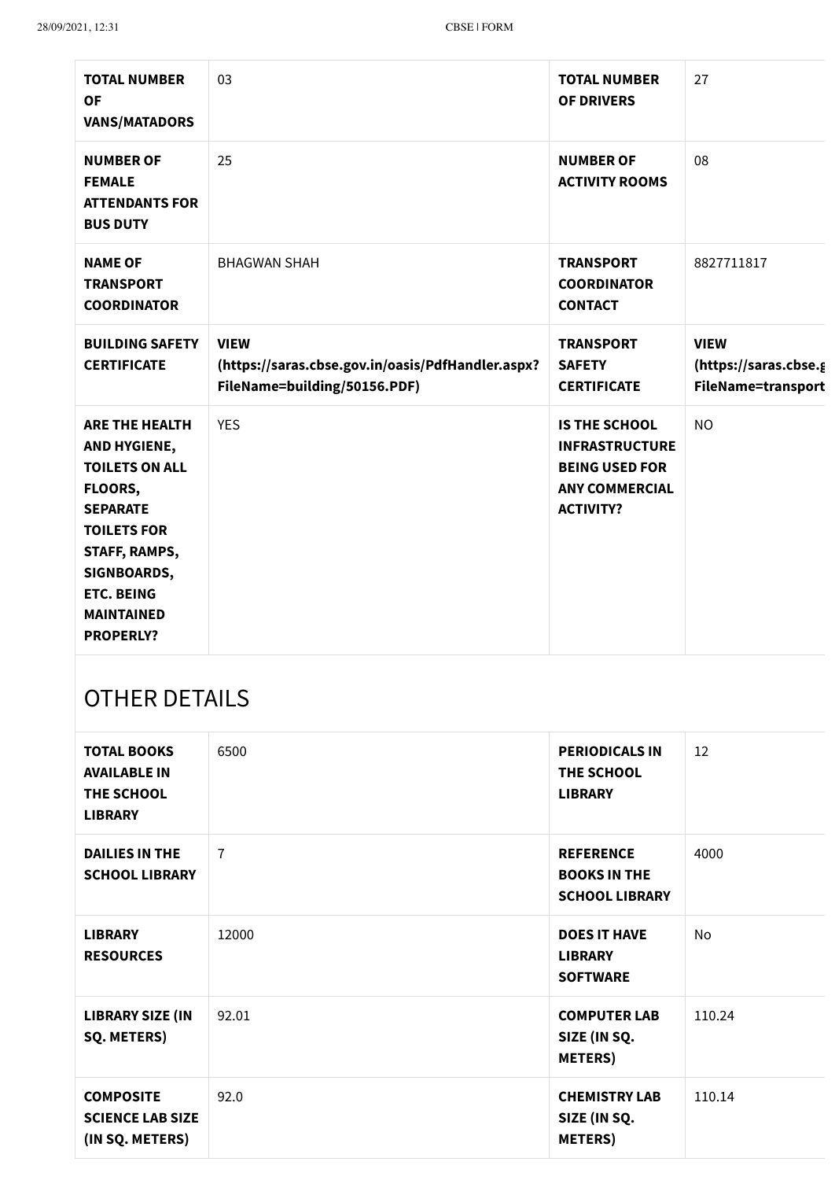| TOTAL NUMBER OF VANS/MATADORS | 03 | TOTAL NUMBER OF DRIVERS | 27 |
|---|---|---|---|
| NUMBER OF FEMALE ATTENDANTS FOR BUS DUTY | 25 | NUMBER OF ACTIVITY ROOMS | 08 |
| NAME OF TRANSPORT COORDINATOR | BHAGWAN SHAH | TRANSPORT COORDINATOR CONTACT | 8827711817 |
| BUILDING SAFETY CERTIFICATE | **VIEW (https://saras.cbse.gov.in/oasis/PdfHandler.aspx?FileName=building/50156.PDF)** | TRANSPORT SAFETY CERTIFICATE | **VIEW (https://saras.cbse.g FileName=transport** |
| ARE THE HEALTH AND HYGIENE, TOILETS ON ALL FLOORS, SEPARATE TOILETS FOR STAFF, RAMPS, SIGNBOARDS, ETC. BEING MAINTAINED PROPERLY? | YES | IS THE SCHOOL INFRASTRUCTURE BEING USED FOR ANY COMMERCIAL ACTIVITY? | NO |

## OTHER DETAILS

| TOTAL BOOKS AVAILABLE IN THE SCHOOL LIBRARY | 6500 | PERIODICALS IN THE SCHOOL LIBRARY | 12 |
|---|---|---|---|
| DAILIES IN THE SCHOOL LIBRARY | 7 | REFERENCE BOOKS IN THE SCHOOL LIBRARY | 4000 |
| LIBRARY RESOURCES | 12000 | DOES IT HAVE LIBRARY SOFTWARE | No |
| LIBRARY SIZE (IN SQ. METERS) | 92.01 | COMPUTER LAB SIZE (IN SQ. METERS) | 110.24 |
| COMPOSITE SCIENCE LAB SIZE (IN SQ. METERS) | 92.0 | CHEMISTRY LAB SIZE (IN SQ. METERS) | 110.14 |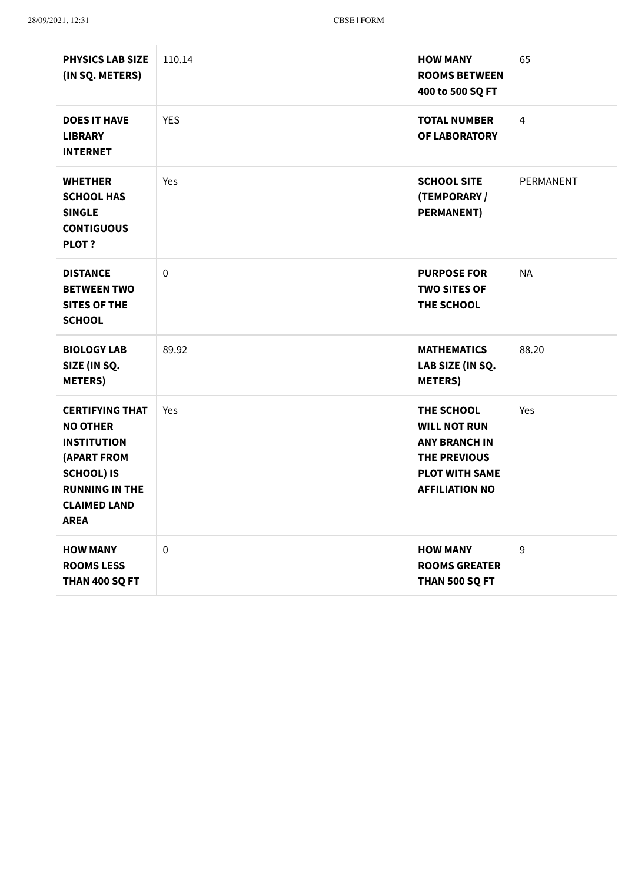| | | | |
|---|---|---|---|
| **PHYSICS LAB SIZE (IN SQ. METERS)** | 110.14 | **HOW MANY ROOMS BETWEEN 400 to 500 SQ FT** | 65 |
| **DOES IT HAVE LIBRARY INTERNET** | YES | **TOTAL NUMBER OF LABORATORY** | 4 |
| **WHETHER SCHOOL HAS SINGLE CONTIGUOUS PLOT ?** | Yes | **SCHOOL SITE (TEMPORARY / PERMANENT)** | PERMANENT |
| **DISTANCE BETWEEN TWO SITES OF THE SCHOOL** | 0 | **PURPOSE FOR TWO SITES OF THE SCHOOL** | NA |
| **BIOLOGY LAB SIZE (IN SQ. METERS)** | 89.92 | **MATHEMATICS LAB SIZE (IN SQ. METERS)** | 88.20 |
| **CERTIFYING THAT NO OTHER INSTITUTION (APART FROM SCHOOL) IS RUNNING IN THE CLAIMED LAND AREA** | Yes | **THE SCHOOL WILL NOT RUN ANY BRANCH IN THE PREVIOUS PLOT WITH SAME AFFILIATION NO** | Yes |
| **HOW MANY ROOMS LESS THAN 400 SQ FT** | 0 | **HOW MANY ROOMS GREATER THAN 500 SQ FT** | 9 |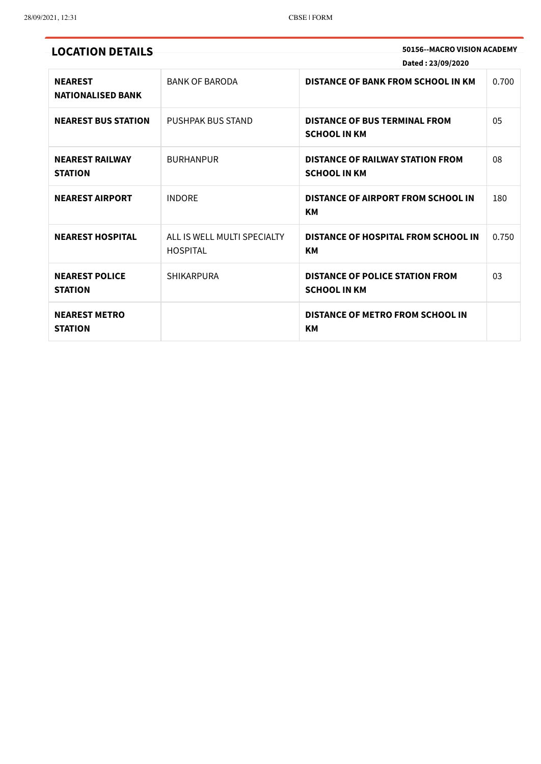## LOCATION DETAILS

**50156--MACRO VISION ACADEMY**

**Dated : 23/09/2020**

| | | | |
|---|---|---|---|
| **NEAREST NATIONALISED BANK** | BANK OF BARODA | **DISTANCE OF BANK FROM SCHOOL IN KM** | 0.700 |
| **NEAREST BUS STATION** | PUSHPAK BUS STAND | **DISTANCE OF BUS TERMINAL FROM SCHOOL IN KM** | 05 |
| **NEAREST RAILWAY STATION** | BURHANPUR | **DISTANCE OF RAILWAY STATION FROM SCHOOL IN KM** | 08 |
| **NEAREST AIRPORT** | INDORE | **DISTANCE OF AIRPORT FROM SCHOOL IN KM** | 180 |
| **NEAREST HOSPITAL** | ALL IS WELL MULTI SPECIALTY HOSPITAL | **DISTANCE OF HOSPITAL FROM SCHOOL IN KM** | 0.750 |
| **NEAREST POLICE STATION** | SHIKARPURA | **DISTANCE OF POLICE STATION FROM SCHOOL IN KM** | 03 |
| **NEAREST METRO STATION** | | **DISTANCE OF METRO FROM SCHOOL IN KM** | |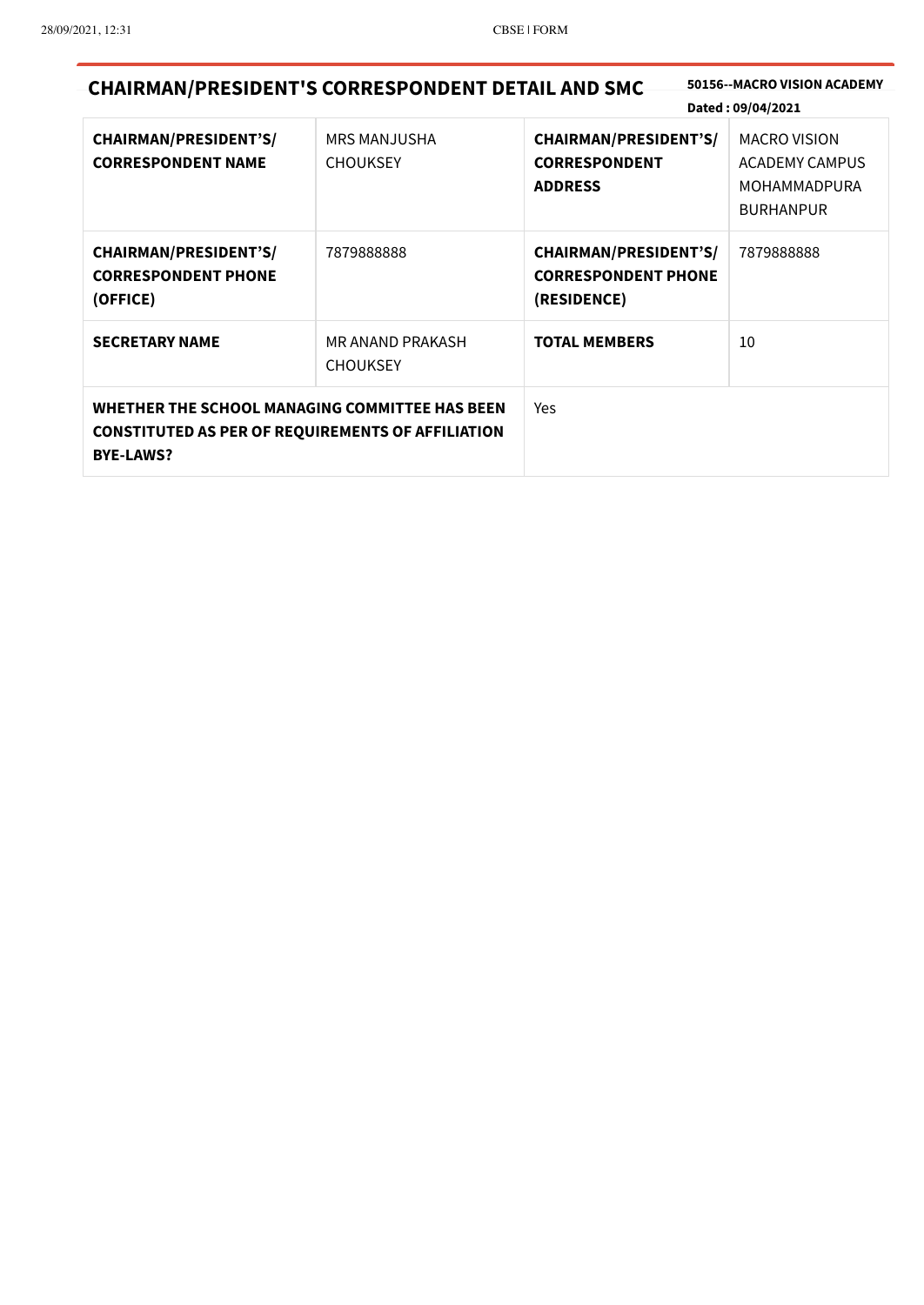## CHAIRMAN/PRESIDENT'S CORRESPONDENT DETAIL AND SMC

**50156--MACRO VISION ACADEMY**

**Dated : 09/04/2021**

| | | | |
|---|---|---|---|
| **CHAIRMAN/PRESIDENT'S/ CORRESPONDENT NAME** | MRS MANJUSHA CHOUKSEY | **CHAIRMAN/PRESIDENT'S/ CORRESPONDENT ADDRESS** | MACRO VISION ACADEMY CAMPUS MOHAMMADPURA BURHANPUR |
| **CHAIRMAN/PRESIDENT'S/ CORRESPONDENT PHONE (OFFICE)** | 7879888888 | **CHAIRMAN/PRESIDENT'S/ CORRESPONDENT PHONE (RESIDENCE)** | 7879888888 |
| **SECRETARY NAME** | MR ANAND PRAKASH CHOUKSEY | **TOTAL MEMBERS** | 10 |
| **WHETHER THE SCHOOL MANAGING COMMITTEE HAS BEEN CONSTITUTED AS PER OF REQUIREMENTS OF AFFILIATION BYE-LAWS?** | | Yes | |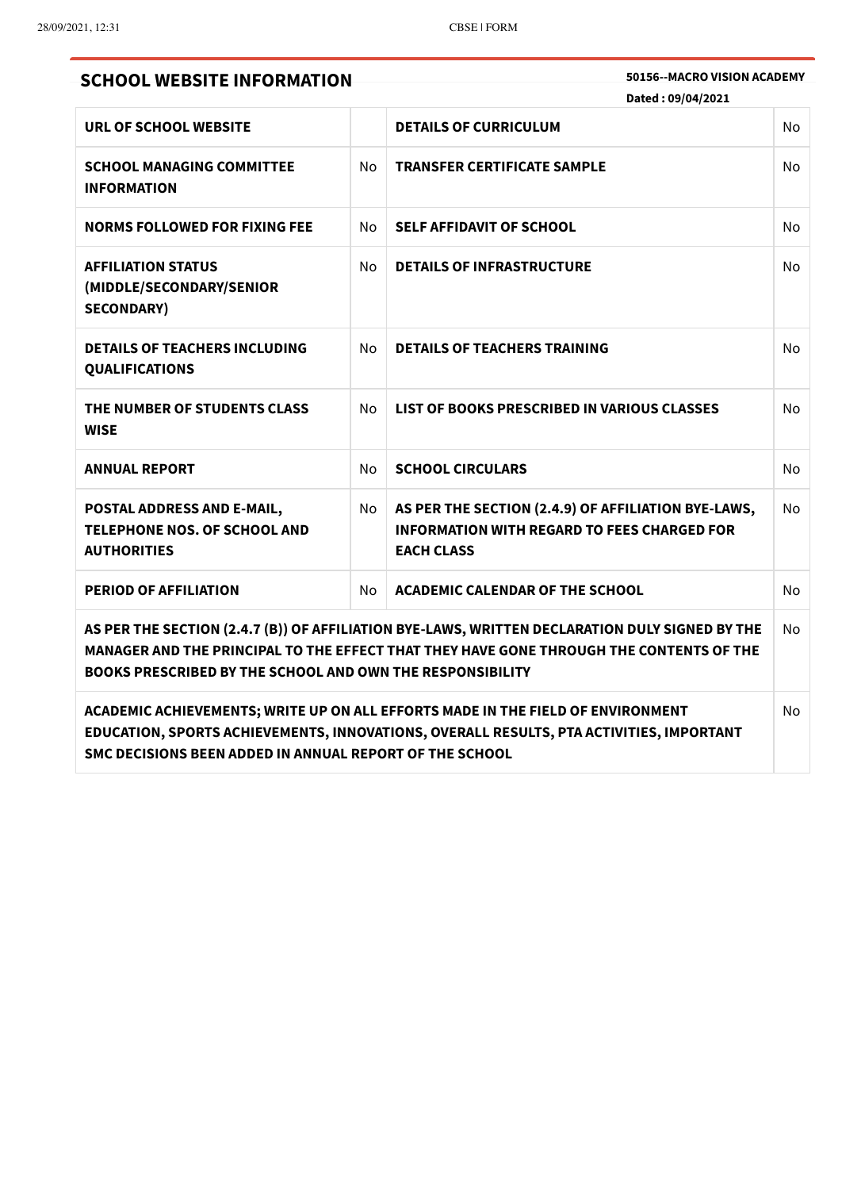## SCHOOL WEBSITE INFORMATION

**50156--MACRO VISION ACADEMY**

**Dated : 09/04/2021**

| | | | |
|---|---|---|---|
| **URL OF SCHOOL WEBSITE** | | **DETAILS OF CURRICULUM** | No |
| **SCHOOL MANAGING COMMITTEE INFORMATION** | No | **TRANSFER CERTIFICATE SAMPLE** | No |
| **NORMS FOLLOWED FOR FIXING FEE** | No | **SELF AFFIDAVIT OF SCHOOL** | No |
| **AFFILIATION STATUS (MIDDLE/SECONDARY/SENIOR SECONDARY)** | No | **DETAILS OF INFRASTRUCTURE** | No |
| **DETAILS OF TEACHERS INCLUDING QUALIFICATIONS** | No | **DETAILS OF TEACHERS TRAINING** | No |
| **THE NUMBER OF STUDENTS CLASS WISE** | No | **LIST OF BOOKS PRESCRIBED IN VARIOUS CLASSES** | No |
| **ANNUAL REPORT** | No | **SCHOOL CIRCULARS** | No |
| **POSTAL ADDRESS AND E-MAIL, TELEPHONE NOS. OF SCHOOL AND AUTHORITIES** | No | **AS PER THE SECTION (2.4.9) OF AFFILIATION BYE-LAWS, INFORMATION WITH REGARD TO FEES CHARGED FOR EACH CLASS** | No |
| **PERIOD OF AFFILIATION** | No | **ACADEMIC CALENDAR OF THE SCHOOL** | No |

| | |
|---|---|
| **AS PER THE SECTION (2.4.7 (B)) OF AFFILIATION BYE-LAWS, WRITTEN DECLARATION DULY SIGNED BY THE MANAGER AND THE PRINCIPAL TO THE EFFECT THAT THEY HAVE GONE THROUGH THE CONTENTS OF THE BOOKS PRESCRIBED BY THE SCHOOL AND OWN THE RESPONSIBILITY** | No |
| **ACADEMIC ACHIEVEMENTS; WRITE UP ON ALL EFFORTS MADE IN THE FIELD OF ENVIRONMENT EDUCATION, SPORTS ACHIEVEMENTS, INNOVATIONS, OVERALL RESULTS, PTA ACTIVITIES, IMPORTANT SMC DECISIONS BEEN ADDED IN ANNUAL REPORT OF THE SCHOOL** | No |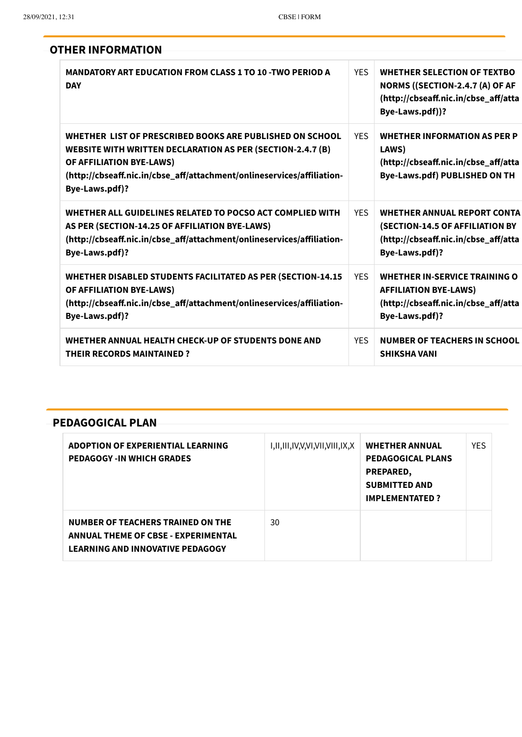## OTHER INFORMATION

| | | |
|---|---|---|
| **MANDATORY ART EDUCATION FROM CLASS 1 TO 10 -TWO PERIOD A DAY** | YES | **WHETHER SELECTION OF TEXTBO NORMS ((SECTION-2.4.7 (A) OF AF (http://cbseaff.nic.in/cbse_aff/atta Bye-Laws.pdf))?** |
| **WHETHER LIST OF PRESCRIBED BOOKS ARE PUBLISHED ON SCHOOL WEBSITE WITH WRITTEN DECLARATION AS PER (SECTION-2.4.7 (B) OF AFFILIATION BYE-LAWS) (http://cbseaff.nic.in/cbse_aff/attachment/onlineservices/affiliation-Bye-Laws.pdf)?** | YES | **WHETHER INFORMATION AS PER P LAWS) (http://cbseaff.nic.in/cbse_aff/atta Bye-Laws.pdf) PUBLISHED ON TH** |
| **WHETHER ALL GUIDELINES RELATED TO POCSO ACT COMPLIED WITH AS PER (SECTION-14.25 OF AFFILIATION BYE-LAWS) (http://cbseaff.nic.in/cbse_aff/attachment/onlineservices/affiliation-Bye-Laws.pdf)?** | YES | **WHETHER ANNUAL REPORT CONTA (SECTION-14.5 OF AFFILIATION BY (http://cbseaff.nic.in/cbse_aff/atta Bye-Laws.pdf)?** |
| **WHETHER DISABLED STUDENTS FACILITATED AS PER (SECTION-14.15 OF AFFILIATION BYE-LAWS) (http://cbseaff.nic.in/cbse_aff/attachment/onlineservices/affiliation-Bye-Laws.pdf)?** | YES | **WHETHER IN-SERVICE TRAINING O AFFILIATION BYE-LAWS) (http://cbseaff.nic.in/cbse_aff/atta Bye-Laws.pdf)?** |
| **WHETHER ANNUAL HEALTH CHECK-UP OF STUDENTS DONE AND THEIR RECORDS MAINTAINED ?** | YES | **NUMBER OF TEACHERS IN SCHOOL SHIKSHA VANI** |

## PEDAGOGICAL PLAN

| | | | |
|---|---|---|---|
| **ADOPTION OF EXPERIENTIAL LEARNING PEDAGOGY -IN WHICH GRADES** | I,II,III,IV,V,VI,VII,VIII,IX,X | **WHETHER ANNUAL PEDAGOGICAL PLANS PREPARED, SUBMITTED AND IMPLEMENTATED ?** | YES |
| **NUMBER OF TEACHERS TRAINED ON THE ANNUAL THEME OF CBSE - EXPERIMENTAL LEARNING AND INNOVATIVE PEDAGOGY** | 30 | | |